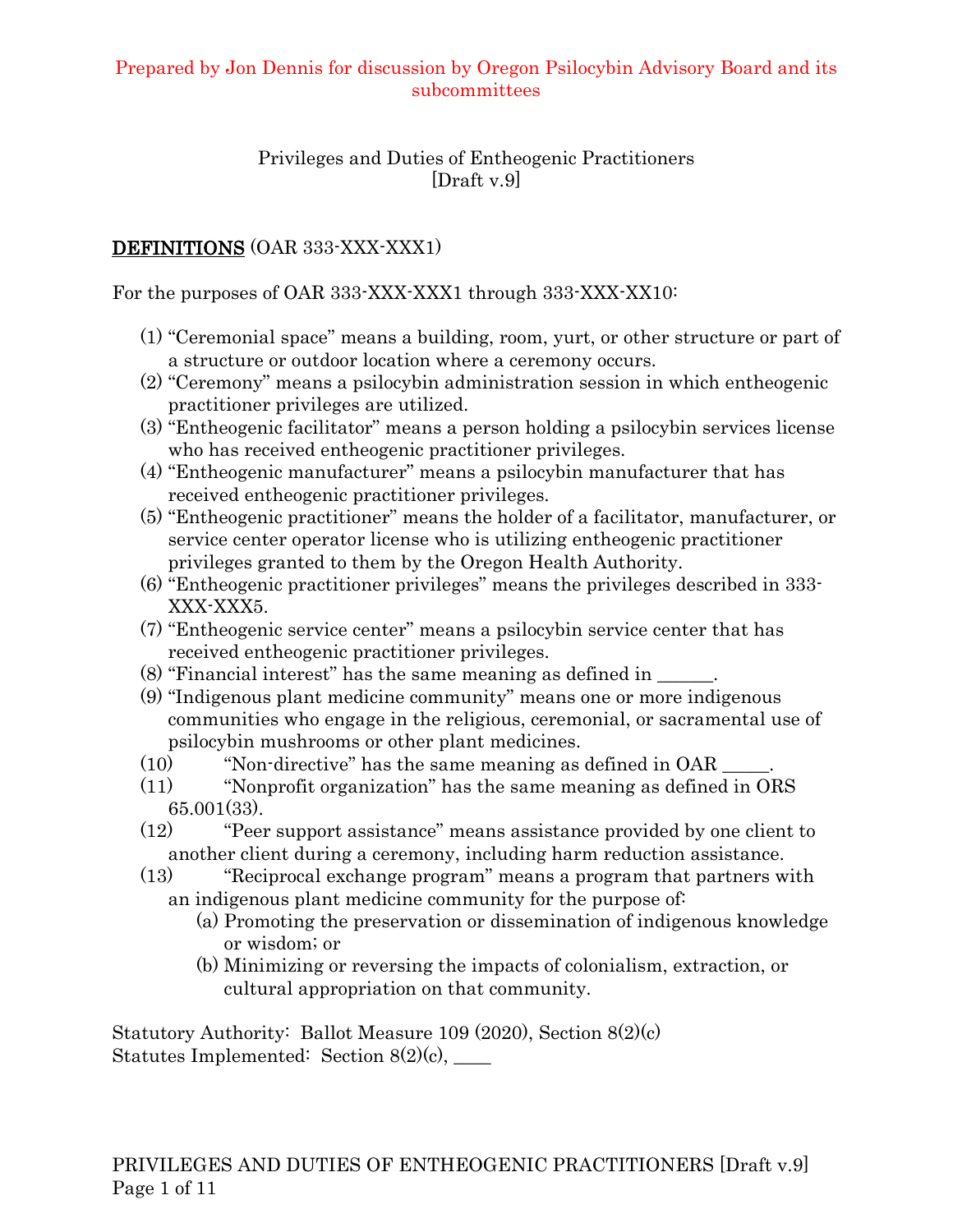Prepared by Jon Dennis for discussion by Oregon Psilocybin Advisory Board and its subcommittees

Privileges and Duties of Entheogenic Practitioners
[Draft v.9]

## DEFINITIONS (OAR 333-XXX-XXX1)

For the purposes of OAR 333-XXX-XXX1 through 333-XXX-XX10:

(1) "Ceremonial space" means a building, room, yurt, or other structure or part of a structure or outdoor location where a ceremony occurs.

(2) "Ceremony" means a psilocybin administration session in which entheogenic practitioner privileges are utilized.

(3) "Entheogenic facilitator" means a person holding a psilocybin services license who has received entheogenic practitioner privileges.

(4) "Entheogenic manufacturer" means a psilocybin manufacturer that has received entheogenic practitioner privileges.

(5) "Entheogenic practitioner" means the holder of a facilitator, manufacturer, or service center operator license who is utilizing entheogenic practitioner privileges granted to them by the Oregon Health Authority.

(6) "Entheogenic practitioner privileges" means the privileges described in 333-XXX-XXX5.

(7) "Entheogenic service center" means a psilocybin service center that has received entheogenic practitioner privileges.

(8) "Financial interest" has the same meaning as defined in ______.

(9) "Indigenous plant medicine community" means one or more indigenous communities who engage in the religious, ceremonial, or sacramental use of psilocybin mushrooms or other plant medicines.

(10) "Non-directive" has the same meaning as defined in OAR _____.

(11) "Nonprofit organization" has the same meaning as defined in ORS 65.001(33).

(12) "Peer support assistance" means assistance provided by one client to another client during a ceremony, including harm reduction assistance.

(13) "Reciprocal exchange program" means a program that partners with an indigenous plant medicine community for the purpose of:

   (a) Promoting the preservation or dissemination of indigenous knowledge or wisdom; or

   (b) Minimizing or reversing the impacts of colonialism, extraction, or cultural appropriation on that community.

Statutory Authority: Ballot Measure 109 (2020), Section 8(2)(c)
Statutes Implemented: Section 8(2)(c), ____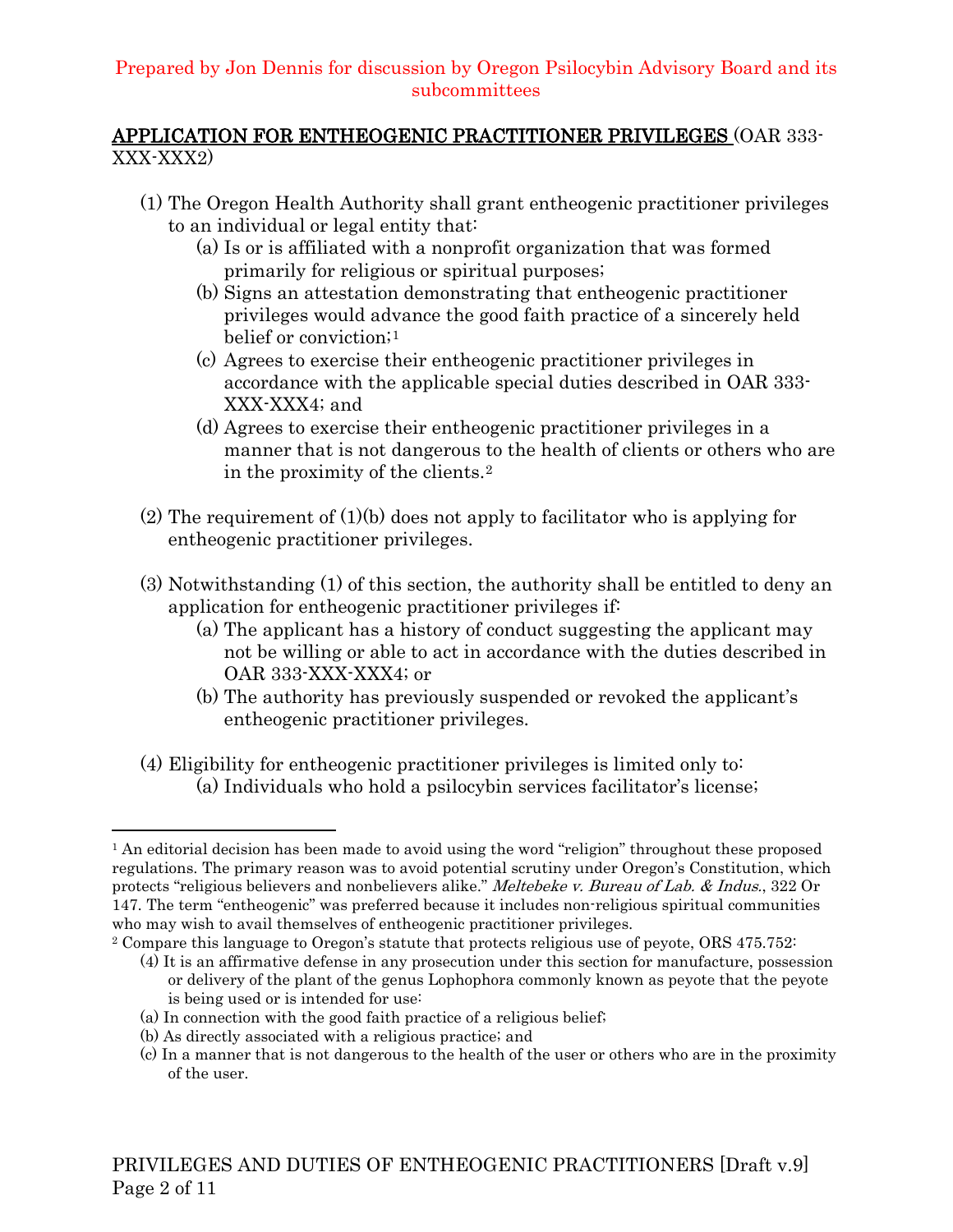Prepared by Jon Dennis for discussion by Oregon Psilocybin Advisory Board and its subcommittees

**APPLICATION FOR ENTHEOGENIC PRACTITIONER PRIVILEGES** (OAR 333-XXX-XXX2)

(1) The Oregon Health Authority shall grant entheogenic practitioner privileges to an individual or legal entity that:

(a) Is or is affiliated with a nonprofit organization that was formed primarily for religious or spiritual purposes;

(b) Signs an attestation demonstrating that entheogenic practitioner privileges would advance the good faith practice of a sincerely held belief or conviction;[1]

(c) Agrees to exercise their entheogenic practitioner privileges in accordance with the applicable special duties described in OAR 333-XXX-XXX4; and

(d) Agrees to exercise their entheogenic practitioner privileges in a manner that is not dangerous to the health of clients or others who are in the proximity of the clients.[2]

(2) The requirement of (1)(b) does not apply to facilitator who is applying for entheogenic practitioner privileges.

(3) Notwithstanding (1) of this section, the authority shall be entitled to deny an application for entheogenic practitioner privileges if:

(a) The applicant has a history of conduct suggesting the applicant may not be willing or able to act in accordance with the duties described in OAR 333-XXX-XXX4; or

(b) The authority has previously suspended or revoked the applicant's entheogenic practitioner privileges.

(4) Eligibility for entheogenic practitioner privileges is limited only to:

(a) Individuals who hold a psilocybin services facilitator's license;

---

[1] An editorial decision has been made to avoid using the word "religion" throughout these proposed regulations. The primary reason was to avoid potential scrutiny under Oregon's Constitution, which protects "religious believers and nonbelievers alike." *Meltebeke v. Bureau of Lab. & Indus.*, 322 Or 147. The term "entheogenic" was preferred because it includes non-religious spiritual communities who may wish to avail themselves of entheogenic practitioner privileges.

[2] Compare this language to Oregon's statute that protects religious use of peyote, ORS 475.752:

(4) It is an affirmative defense in any prosecution under this section for manufacture, possession or delivery of the plant of the genus Lophophora commonly known as peyote that the peyote is being used or is intended for use:

(a) In connection with the good faith practice of a religious belief;

(b) As directly associated with a religious practice; and

(c) In a manner that is not dangerous to the health of the user or others who are in the proximity of the user.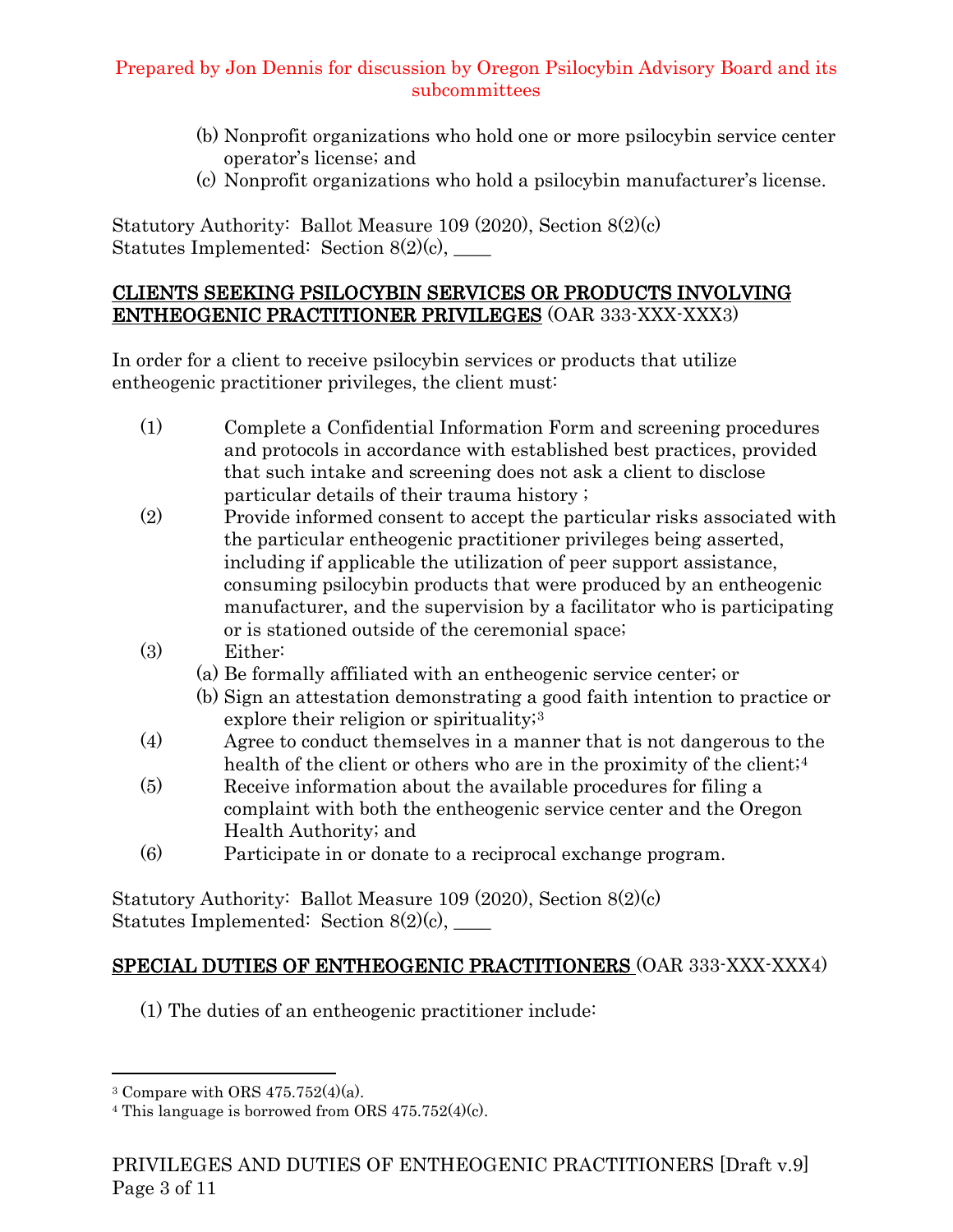(b) Nonprofit organizations who hold one or more psilocybin service center operator's license; and

(c) Nonprofit organizations who hold a psilocybin manufacturer's license.

Statutory Authority: Ballot Measure 109 (2020), Section 8(2)(c)
Statutes Implemented: Section 8(2)(c), ____

**CLIENTS SEEKING PSILOCYBIN SERVICES OR PRODUCTS INVOLVING ENTHEOGENIC PRACTITIONER PRIVILEGES** (OAR 333-XXX-XXX3)

In order for a client to receive psilocybin services or products that utilize entheogenic practitioner privileges, the client must:

(1) Complete a Confidential Information Form and screening procedures and protocols in accordance with established best practices, provided that such intake and screening does not ask a client to disclose particular details of their trauma history ;

(2) Provide informed consent to accept the particular risks associated with the particular entheogenic practitioner privileges being asserted, including if applicable the utilization of peer support assistance, consuming psilocybin products that were produced by an entheogenic manufacturer, and the supervision by a facilitator who is participating or is stationed outside of the ceremonial space;

(3) Either:
   (a) Be formally affiliated with an entheogenic service center; or
   (b) Sign an attestation demonstrating a good faith intention to practice or explore their religion or spirituality;[3]

(4) Agree to conduct themselves in a manner that is not dangerous to the health of the client or others who are in the proximity of the client;[4]

(5) Receive information about the available procedures for filing a complaint with both the entheogenic service center and the Oregon Health Authority; and

(6) Participate in or donate to a reciprocal exchange program.

Statutory Authority: Ballot Measure 109 (2020), Section 8(2)(c)
Statutes Implemented: Section 8(2)(c), ____

**SPECIAL DUTIES OF ENTHEOGENIC PRACTITIONERS** (OAR 333-XXX-XXX4)

(1) The duties of an entheogenic practitioner include:

---

[3] Compare with ORS 475.752(4)(a).

[4] This language is borrowed from ORS 475.752(4)(c).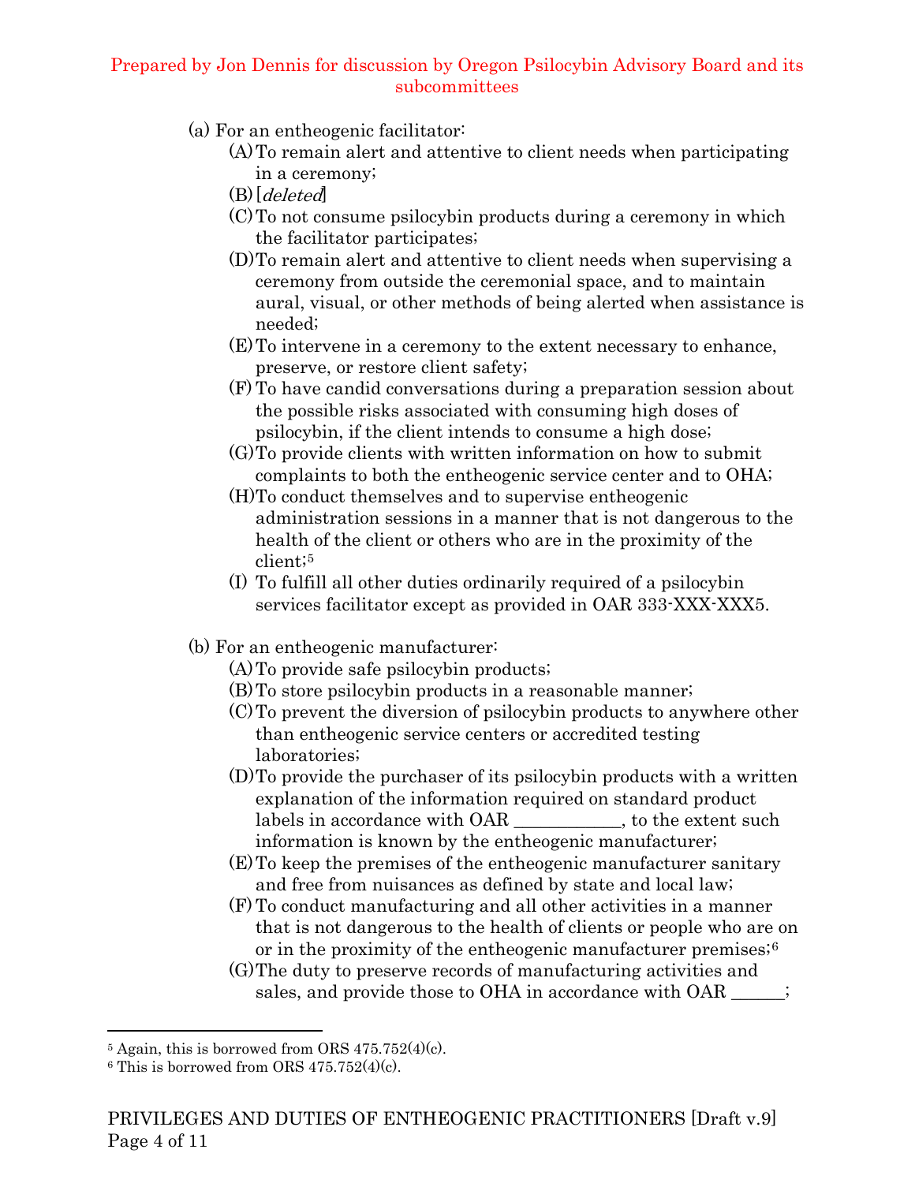(a) For an entheogenic facilitator:

- (A) To remain alert and attentive to client needs when participating in a ceremony;
- (B) [*deleted*]
- (C) To not consume psilocybin products during a ceremony in which the facilitator participates;
- (D) To remain alert and attentive to client needs when supervising a ceremony from outside the ceremonial space, and to maintain aural, visual, or other methods of being alerted when assistance is needed;
- (E) To intervene in a ceremony to the extent necessary to enhance, preserve, or restore client safety;
- (F) To have candid conversations during a preparation session about the possible risks associated with consuming high doses of psilocybin, if the client intends to consume a high dose;
- (G) To provide clients with written information on how to submit complaints to both the entheogenic service center and to OHA;
- (H) To conduct themselves and to supervise entheogenic administration sessions in a manner that is not dangerous to the health of the client or others who are in the proximity of the client;[5]
- (I) To fulfill all other duties ordinarily required of a psilocybin services facilitator except as provided in OAR 333-XXX-XXX5.

(b) For an entheogenic manufacturer:

- (A) To provide safe psilocybin products;
- (B) To store psilocybin products in a reasonable manner;
- (C) To prevent the diversion of psilocybin products to anywhere other than entheogenic service centers or accredited testing laboratories;
- (D) To provide the purchaser of its psilocybin products with a written explanation of the information required on standard product labels in accordance with OAR ___________, to the extent such information is known by the entheogenic manufacturer;
- (E) To keep the premises of the entheogenic manufacturer sanitary and free from nuisances as defined by state and local law;
- (F) To conduct manufacturing and all other activities in a manner that is not dangerous to the health of clients or people who are on or in the proximity of the entheogenic manufacturer premises;[6]
- (G) The duty to preserve records of manufacturing activities and sales, and provide those to OHA in accordance with OAR ______;

---

[5] Again, this is borrowed from ORS 475.752(4)(c).

[6] This is borrowed from ORS 475.752(4)(c).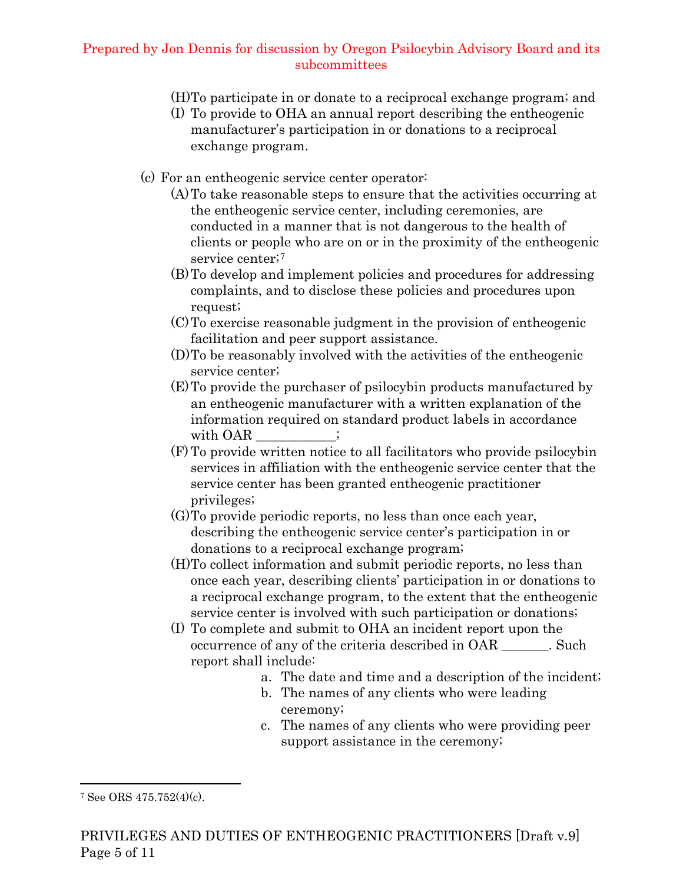(H) To participate in or donate to a reciprocal exchange program; and

(I) To provide to OHA an annual report describing the entheogenic manufacturer's participation in or donations to a reciprocal exchange program.

(c) For an entheogenic service center operator:

(A) To take reasonable steps to ensure that the activities occurring at the entheogenic service center, including ceremonies, are conducted in a manner that is not dangerous to the health of clients or people who are on or in the proximity of the entheogenic service center;[7]

(B) To develop and implement policies and procedures for addressing complaints, and to disclose these policies and procedures upon request;

(C) To exercise reasonable judgment in the provision of entheogenic facilitation and peer support assistance.

(D) To be reasonably involved with the activities of the entheogenic service center;

(E) To provide the purchaser of psilocybin products manufactured by an entheogenic manufacturer with a written explanation of the information required on standard product labels in accordance with OAR ___________;

(F) To provide written notice to all facilitators who provide psilocybin services in affiliation with the entheogenic service center that the service center has been granted entheogenic practitioner privileges;

(G) To provide periodic reports, no less than once each year, describing the entheogenic service center's participation in or donations to a reciprocal exchange program;

(H) To collect information and submit periodic reports, no less than once each year, describing clients' participation in or donations to a reciprocal exchange program, to the extent that the entheogenic service center is involved with such participation or donations;

(I) To complete and submit to OHA an incident report upon the occurrence of any of the criteria described in OAR _______. Such report shall include:

a. The date and time and a description of the incident;
b. The names of any clients who were leading ceremony;
c. The names of any clients who were providing peer support assistance in the ceremony;

---

[7] See ORS 475.752(4)(c).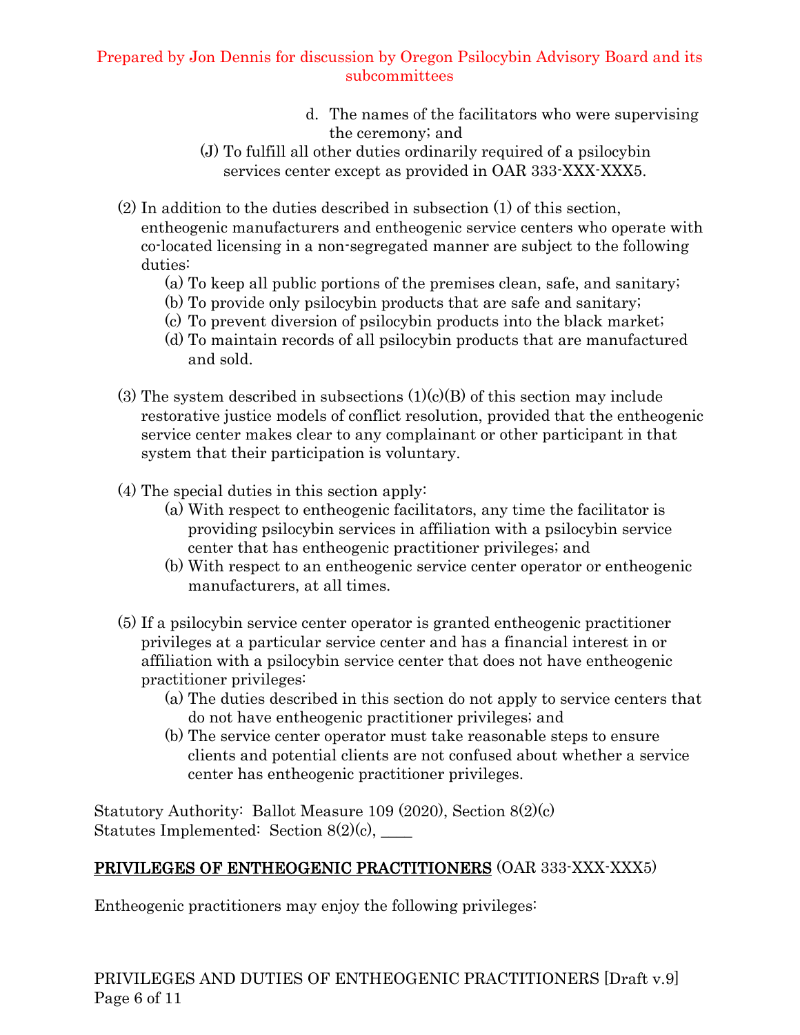d. The names of the facilitators who were supervising the ceremony; and

(J) To fulfill all other duties ordinarily required of a psilocybin services center except as provided in OAR 333-XXX-XXX5.

(2) In addition to the duties described in subsection (1) of this section, entheogenic manufacturers and entheogenic service centers who operate with co-located licensing in a non-segregated manner are subject to the following duties:

(a) To keep all public portions of the premises clean, safe, and sanitary;
(b) To provide only psilocybin products that are safe and sanitary;
(c) To prevent diversion of psilocybin products into the black market;
(d) To maintain records of all psilocybin products that are manufactured and sold.

(3) The system described in subsections (1)(c)(B) of this section may include restorative justice models of conflict resolution, provided that the entheogenic service center makes clear to any complainant or other participant in that system that their participation is voluntary.

(4) The special duties in this section apply:

(a) With respect to entheogenic facilitators, any time the facilitator is providing psilocybin services in affiliation with a psilocybin service center that has entheogenic practitioner privileges; and
(b) With respect to an entheogenic service center operator or entheogenic manufacturers, at all times.

(5) If a psilocybin service center operator is granted entheogenic practitioner privileges at a particular service center and has a financial interest in or affiliation with a psilocybin service center that does not have entheogenic practitioner privileges:

(a) The duties described in this section do not apply to service centers that do not have entheogenic practitioner privileges; and
(b) The service center operator must take reasonable steps to ensure clients and potential clients are not confused about whether a service center has entheogenic practitioner privileges.

Statutory Authority: Ballot Measure 109 (2020), Section 8(2)(c)
Statutes Implemented: Section 8(2)(c), ____

**PRIVILEGES OF ENTHEOGENIC PRACTITIONERS** (OAR 333-XXX-XXX5)

Entheogenic practitioners may enjoy the following privileges: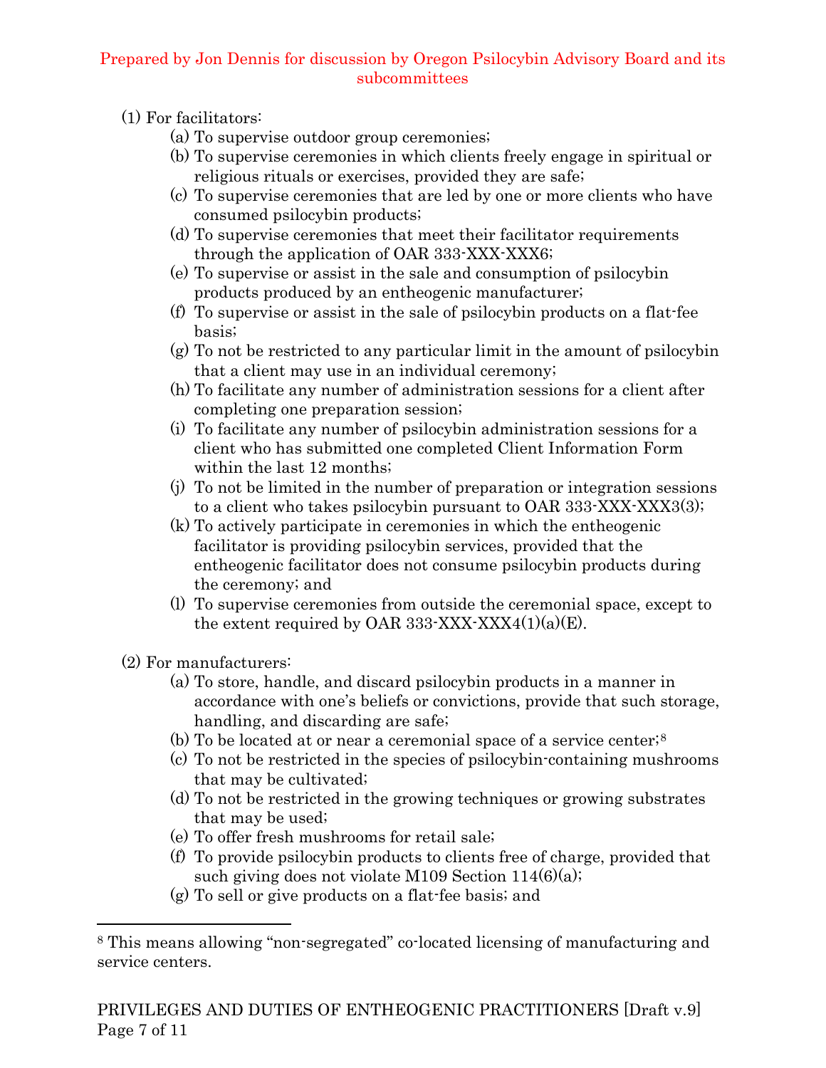(1) For facilitators:

(a) To supervise outdoor group ceremonies;

(b) To supervise ceremonies in which clients freely engage in spiritual or religious rituals or exercises, provided they are safe;

(c) To supervise ceremonies that are led by one or more clients who have consumed psilocybin products;

(d) To supervise ceremonies that meet their facilitator requirements through the application of OAR 333-XXX-XXX6;

(e) To supervise or assist in the sale and consumption of psilocybin products produced by an entheogenic manufacturer;

(f) To supervise or assist in the sale of psilocybin products on a flat-fee basis;

(g) To not be restricted to any particular limit in the amount of psilocybin that a client may use in an individual ceremony;

(h) To facilitate any number of administration sessions for a client after completing one preparation session;

(i) To facilitate any number of psilocybin administration sessions for a client who has submitted one completed Client Information Form within the last 12 months;

(j) To not be limited in the number of preparation or integration sessions to a client who takes psilocybin pursuant to OAR 333-XXX-XXX3(3);

(k) To actively participate in ceremonies in which the entheogenic facilitator is providing psilocybin services, provided that the entheogenic facilitator does not consume psilocybin products during the ceremony; and

(l) To supervise ceremonies from outside the ceremonial space, except to the extent required by OAR 333-XXX-XXX4(1)(a)(E).

(2) For manufacturers:

(a) To store, handle, and discard psilocybin products in a manner in accordance with one's beliefs or convictions, provide that such storage, handling, and discarding are safe;

(b) To be located at or near a ceremonial space of a service center;[8]

(c) To not be restricted in the species of psilocybin-containing mushrooms that may be cultivated;

(d) To not be restricted in the growing techniques or growing substrates that may be used;

(e) To offer fresh mushrooms for retail sale;

(f) To provide psilocybin products to clients free of charge, provided that such giving does not violate M109 Section 114(6)(a);

(g) To sell or give products on a flat-fee basis; and

[8] This means allowing "non-segregated" co-located licensing of manufacturing and service centers.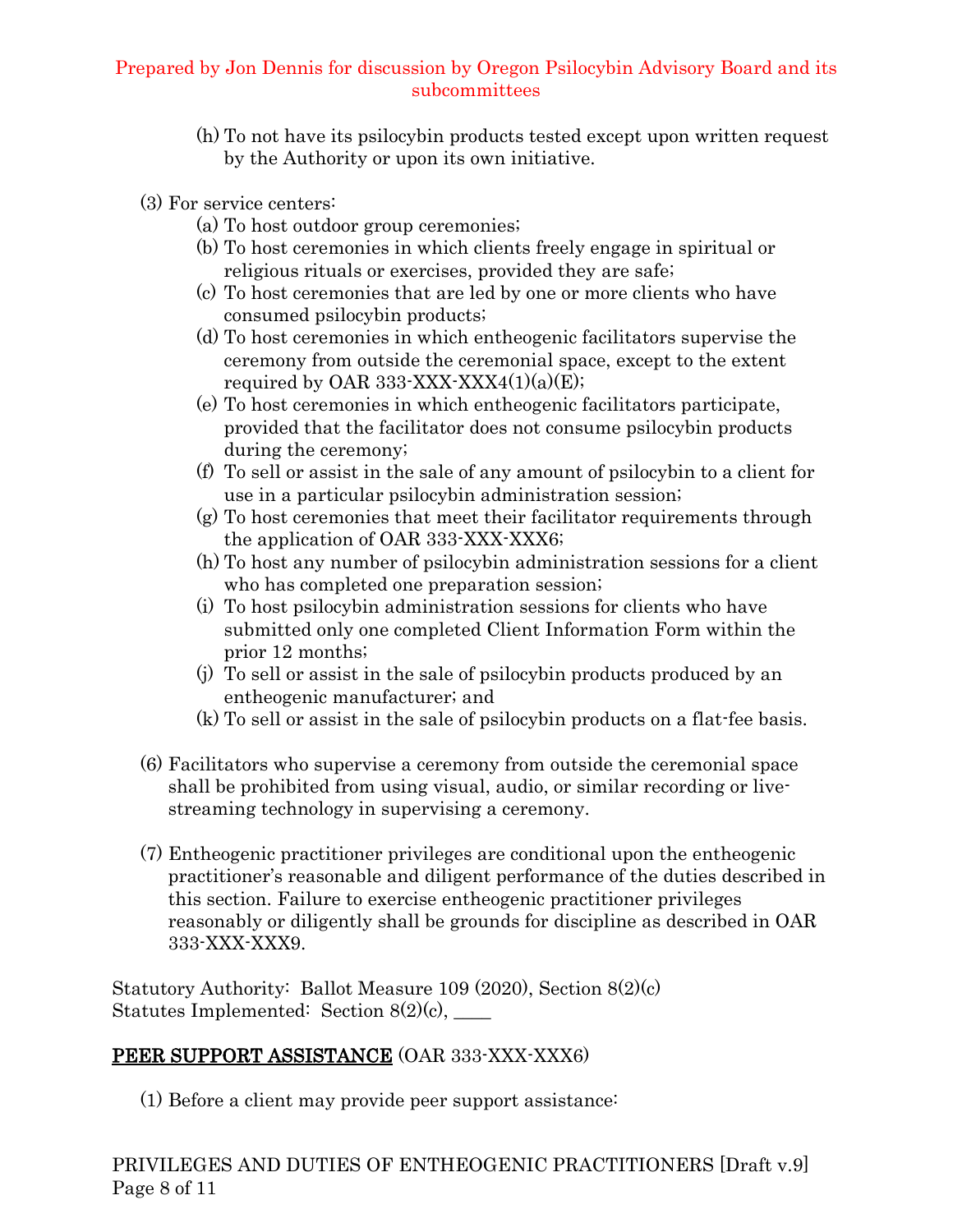(h) To not have its psilocybin products tested except upon written request by the Authority or upon its own initiative.

(3) For service centers:

(a) To host outdoor group ceremonies;

(b) To host ceremonies in which clients freely engage in spiritual or religious rituals or exercises, provided they are safe;

(c) To host ceremonies that are led by one or more clients who have consumed psilocybin products;

(d) To host ceremonies in which entheogenic facilitators supervise the ceremony from outside the ceremonial space, except to the extent required by OAR 333-XXX-XXX4(1)(a)(E);

(e) To host ceremonies in which entheogenic facilitators participate, provided that the facilitator does not consume psilocybin products during the ceremony;

(f) To sell or assist in the sale of any amount of psilocybin to a client for use in a particular psilocybin administration session;

(g) To host ceremonies that meet their facilitator requirements through the application of OAR 333-XXX-XXX6;

(h) To host any number of psilocybin administration sessions for a client who has completed one preparation session;

(i) To host psilocybin administration sessions for clients who have submitted only one completed Client Information Form within the prior 12 months;

(j) To sell or assist in the sale of psilocybin products produced by an entheogenic manufacturer; and

(k) To sell or assist in the sale of psilocybin products on a flat-fee basis.

(6) Facilitators who supervise a ceremony from outside the ceremonial space shall be prohibited from using visual, audio, or similar recording or live-streaming technology in supervising a ceremony.

(7) Entheogenic practitioner privileges are conditional upon the entheogenic practitioner's reasonable and diligent performance of the duties described in this section. Failure to exercise entheogenic practitioner privileges reasonably or diligently shall be grounds for discipline as described in OAR 333-XXX-XXX9.

Statutory Authority: Ballot Measure 109 (2020), Section 8(2)(c)
Statutes Implemented: Section 8(2)(c), ____

## PEER SUPPORT ASSISTANCE (OAR 333-XXX-XXX6)

(1) Before a client may provide peer support assistance: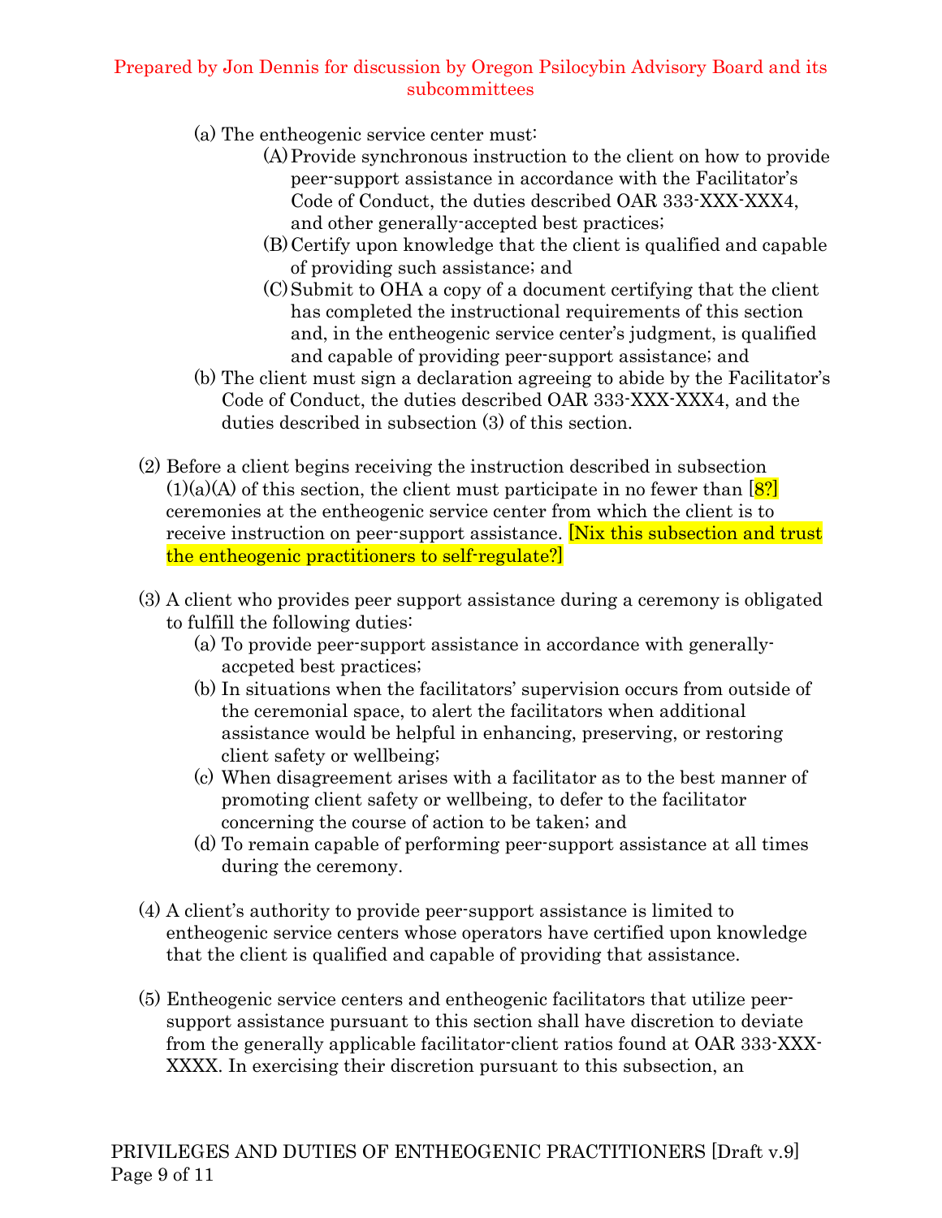(a) The entheogenic service center must:

   (A) Provide synchronous instruction to the client on how to provide peer-support assistance in accordance with the Facilitator's Code of Conduct, the duties described OAR 333-XXX-XXX4, and other generally-accepted best practices;

   (B) Certify upon knowledge that the client is qualified and capable of providing such assistance; and

   (C) Submit to OHA a copy of a document certifying that the client has completed the instructional requirements of this section and, in the entheogenic service center's judgment, is qualified and capable of providing peer-support assistance; and

(b) The client must sign a declaration agreeing to abide by the Facilitator's Code of Conduct, the duties described OAR 333-XXX-XXX4, and the duties described in subsection (3) of this section.

(2) Before a client begins receiving the instruction described in subsection (1)(a)(A) of this section, the client must participate in no fewer than [8?] ceremonies at the entheogenic service center from which the client is to receive instruction on peer-support assistance. [Nix this subsection and trust the entheogenic practitioners to self-regulate?]

(3) A client who provides peer support assistance during a ceremony is obligated to fulfill the following duties:

   (a) To provide peer-support assistance in accordance with generally-accpeted best practices;

   (b) In situations when the facilitators' supervision occurs from outside of the ceremonial space, to alert the facilitators when additional assistance would be helpful in enhancing, preserving, or restoring client safety or wellbeing;

   (c) When disagreement arises with a facilitator as to the best manner of promoting client safety or wellbeing, to defer to the facilitator concerning the course of action to be taken; and

   (d) To remain capable of performing peer-support assistance at all times during the ceremony.

(4) A client's authority to provide peer-support assistance is limited to entheogenic service centers whose operators have certified upon knowledge that the client is qualified and capable of providing that assistance.

(5) Entheogenic service centers and entheogenic facilitators that utilize peer-support assistance pursuant to this section shall have discretion to deviate from the generally applicable facilitator-client ratios found at OAR 333-XXX-XXXX. In exercising their discretion pursuant to this subsection, an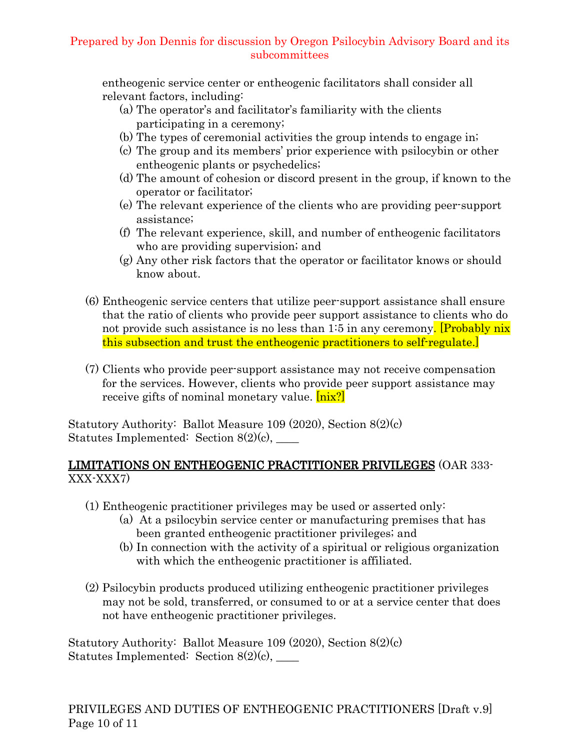entheogenic service center or entheogenic facilitators shall consider all relevant factors, including:

- (a) The operator's and facilitator's familiarity with the clients participating in a ceremony;
- (b) The types of ceremonial activities the group intends to engage in;
- (c) The group and its members' prior experience with psilocybin or other entheogenic plants or psychedelics;
- (d) The amount of cohesion or discord present in the group, if known to the operator or facilitator;
- (e) The relevant experience of the clients who are providing peer-support assistance;
- (f) The relevant experience, skill, and number of entheogenic facilitators who are providing supervision; and
- (g) Any other risk factors that the operator or facilitator knows or should know about.

(6) Entheogenic service centers that utilize peer-support assistance shall ensure that the ratio of clients who provide peer support assistance to clients who do not provide such assistance is no less than 1:5 in any ceremony. [Probably nix this subsection and trust the entheogenic practitioners to self-regulate.]

(7) Clients who provide peer-support assistance may not receive compensation for the services. However, clients who provide peer support assistance may receive gifts of nominal monetary value. [nix?]

Statutory Authority: Ballot Measure 109 (2020), Section 8(2)(c)
Statutes Implemented: Section 8(2)(c), ____

## LIMITATIONS ON ENTHEOGENIC PRACTITIONER PRIVILEGES (OAR 333-XXX-XXX7)

(1) Entheogenic practitioner privileges may be used or asserted only:

- (a) At a psilocybin service center or manufacturing premises that has been granted entheogenic practitioner privileges; and
- (b) In connection with the activity of a spiritual or religious organization with which the entheogenic practitioner is affiliated.

(2) Psilocybin products produced utilizing entheogenic practitioner privileges may not be sold, transferred, or consumed to or at a service center that does not have entheogenic practitioner privileges.

Statutory Authority: Ballot Measure 109 (2020), Section 8(2)(c)
Statutes Implemented: Section 8(2)(c), ____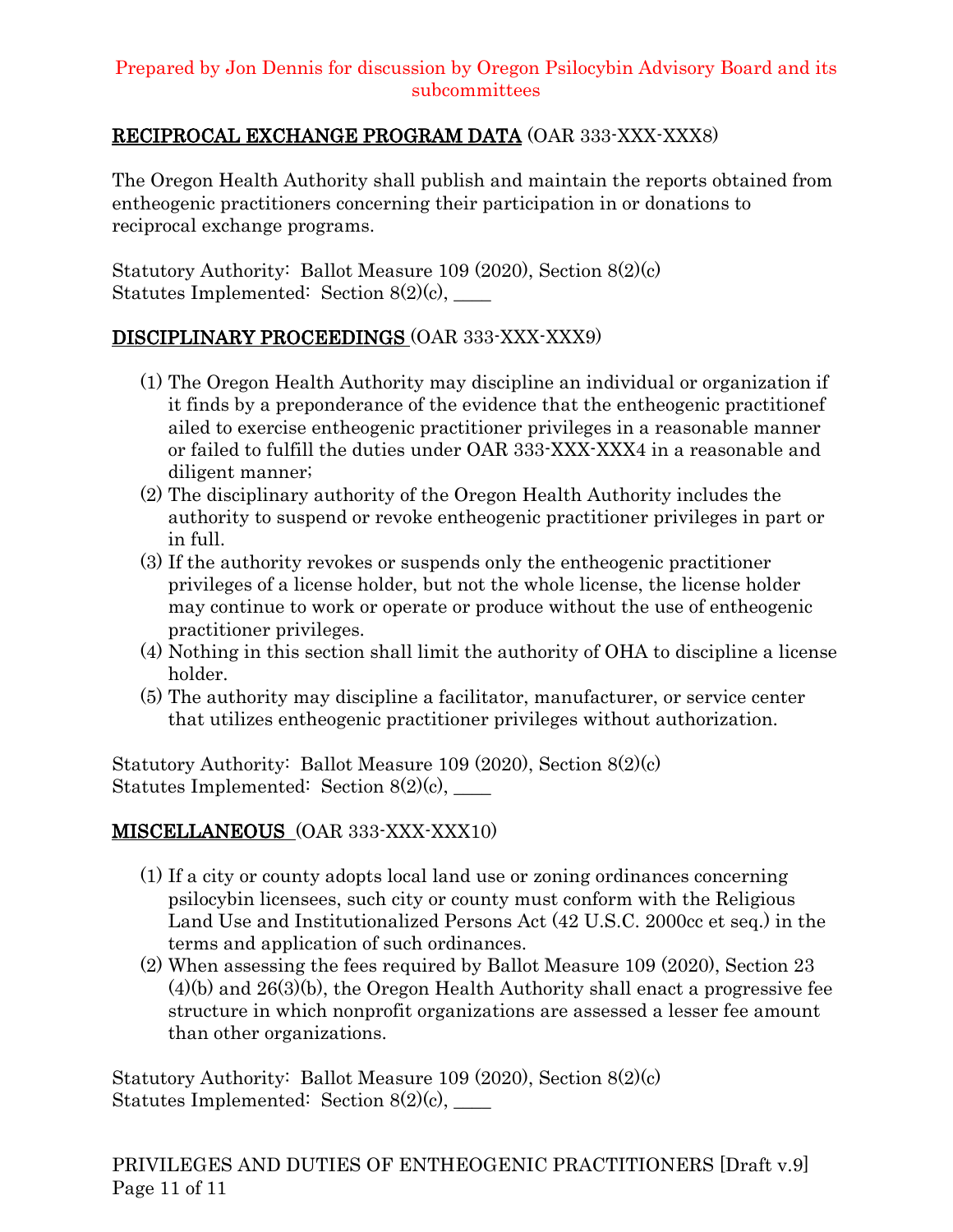Prepared by Jon Dennis for discussion by Oregon Psilocybin Advisory Board and its subcommittees

## <u>RECIPROCAL EXCHANGE PROGRAM DATA</u> (OAR 333-XXX-XXX8)

The Oregon Health Authority shall publish and maintain the reports obtained from entheogenic practitioners concerning their participation in or donations to reciprocal exchange programs.

Statutory Authority: Ballot Measure 109 (2020), Section 8(2)(c)
Statutes Implemented: Section 8(2)(c), ____

## <u>DISCIPLINARY PROCEEDINGS</u> (OAR 333-XXX-XXX9)

(1) The Oregon Health Authority may discipline an individual or organization if it finds by a preponderance of the evidence that the entheogenic practitionef ailed to exercise entheogenic practitioner privileges in a reasonable manner or failed to fulfill the duties under OAR 333-XXX-XXX4 in a reasonable and diligent manner;
(2) The disciplinary authority of the Oregon Health Authority includes the authority to suspend or revoke entheogenic practitioner privileges in part or in full.
(3) If the authority revokes or suspends only the entheogenic practitioner privileges of a license holder, but not the whole license, the license holder may continue to work or operate or produce without the use of entheogenic practitioner privileges.
(4) Nothing in this section shall limit the authority of OHA to discipline a license holder.
(5) The authority may discipline a facilitator, manufacturer, or service center that utilizes entheogenic practitioner privileges without authorization.

Statutory Authority: Ballot Measure 109 (2020), Section 8(2)(c)
Statutes Implemented: Section 8(2)(c), ____

## <u>MISCELLANEOUS</u> (OAR 333-XXX-XXX10)

(1) If a city or county adopts local land use or zoning ordinances concerning psilocybin licensees, such city or county must conform with the Religious Land Use and Institutionalized Persons Act (42 U.S.C. 2000cc et seq.) in the terms and application of such ordinances.
(2) When assessing the fees required by Ballot Measure 109 (2020), Section 23 (4)(b) and 26(3)(b), the Oregon Health Authority shall enact a progressive fee structure in which nonprofit organizations are assessed a lesser fee amount than other organizations.

Statutory Authority: Ballot Measure 109 (2020), Section 8(2)(c)
Statutes Implemented: Section 8(2)(c), ____